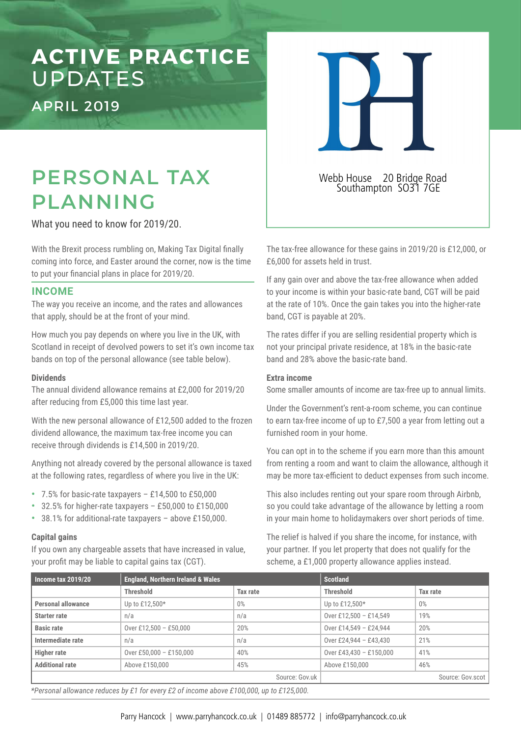# ACTIVE PRACTICE UPDATES

APRIL 2019

Webb House 20 Bridge Road
Southampton SO31 7GE

# PERSONAL TAX PLANNING

What you need to know for 2019/20.

With the Brexit process rumbling on, Making Tax Digital finally coming into force, and Easter around the corner, now is the time to put your financial plans in place for 2019/20.

## INCOME

The way you receive an income, and the rates and allowances that apply, should be at the front of your mind.

How much you pay depends on where you live in the UK, with Scotland in receipt of devolved powers to set it's own income tax bands on top of the personal allowance (see table below).

### Dividends

The annual dividend allowance remains at £2,000 for 2019/20 after reducing from £5,000 this time last year.

With the new personal allowance of £12,500 added to the frozen dividend allowance, the maximum tax-free income you can receive through dividends is £14,500 in 2019/20.

Anything not already covered by the personal allowance is taxed at the following rates, regardless of where you live in the UK:

- 7.5% for basic-rate taxpayers – £14,500 to £50,000
- 32.5% for higher-rate taxpayers – £50,000 to £150,000
- 38.1% for additional-rate taxpayers – above £150,000.

### Capital gains

If you own any chargeable assets that have increased in value, your profit may be liable to capital gains tax (CGT).

The tax-free allowance for these gains in 2019/20 is £12,000, or £6,000 for assets held in trust.

If any gain over and above the tax-free allowance when added to your income is within your basic-rate band, CGT will be paid at the rate of 10%. Once the gain takes you into the higher-rate band, CGT is payable at 20%.

The rates differ if you are selling residential property which is not your principal private residence, at 18% in the basic-rate band and 28% above the basic-rate band.

### Extra income

Some smaller amounts of income are tax-free up to annual limits.

Under the Government's rent-a-room scheme, you can continue to earn tax-free income of up to £7,500 a year from letting out a furnished room in your home.

You can opt in to the scheme if you earn more than this amount from renting a room and want to claim the allowance, although it may be more tax-efficient to deduct expenses from such income.

This also includes renting out your spare room through Airbnb, so you could take advantage of the allowance by letting a room in your main home to holidaymakers over short periods of time.

The relief is halved if you share the income, for instance, with your partner. If you let property that does not qualify for the scheme, a £1,000 property allowance applies instead.

| Income tax 2019/20 | England, Northern Ireland & Wales | | Scotland | |
|---|---|---|---|---|
| | Threshold | Tax rate | Threshold | Tax rate |
| Personal allowance | Up to £12,500* | 0% | Up to £12,500* | 0% |
| Starter rate | n/a | n/a | Over £12,500 – £14,549 | 19% |
| Basic rate | Over £12,500 – £50,000 | 20% | Over £14,549 – £24,944 | 20% |
| Intermediate rate | n/a | n/a | Over £24,944 – £43,430 | 21% |
| Higher rate | Over £50,000 – £150,000 | 40% | Over £43,430 – £150,000 | 41% |
| Additional rate | Above £150,000 | 45% | Above £150,000 | 46% |
| | | Source: Gov.uk | | Source: Gov.scot |

*Personal allowance reduces by £1 for every £2 of income above £100,000, up to £125,000.*

Parry Hancock | www.parryhancock.co.uk | 01489 885772 | info@parryhancock.co.uk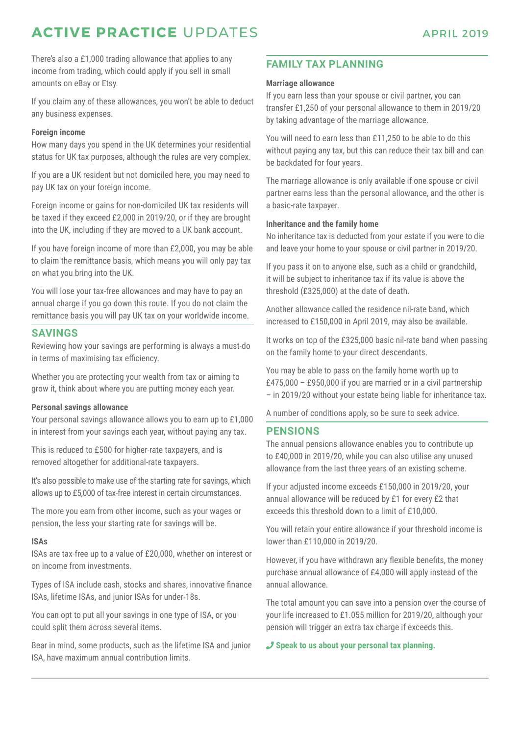There's also a £1,000 trading allowance that applies to any income from trading, which could apply if you sell in small amounts on eBay or Etsy.

If you claim any of these allowances, you won't be able to deduct any business expenses.

**Foreign income**

How many days you spend in the UK determines your residential status for UK tax purposes, although the rules are very complex.

If you are a UK resident but not domiciled here, you may need to pay UK tax on your foreign income.

Foreign income or gains for non-domiciled UK tax residents will be taxed if they exceed £2,000 in 2019/20, or if they are brought into the UK, including if they are moved to a UK bank account.

If you have foreign income of more than £2,000, you may be able to claim the remittance basis, which means you will only pay tax on what you bring into the UK.

You will lose your tax-free allowances and may have to pay an annual charge if you go down this route. If you do not claim the remittance basis you will pay UK tax on your worldwide income.

## SAVINGS

Reviewing how your savings are performing is always a must-do in terms of maximising tax efficiency.

Whether you are protecting your wealth from tax or aiming to grow it, think about where you are putting money each year.

**Personal savings allowance**

Your personal savings allowance allows you to earn up to £1,000 in interest from your savings each year, without paying any tax.

This is reduced to £500 for higher-rate taxpayers, and is removed altogether for additional-rate taxpayers.

It's also possible to make use of the starting rate for savings, which allows up to £5,000 of tax-free interest in certain circumstances.

The more you earn from other income, such as your wages or pension, the less your starting rate for savings will be.

**ISAs**

ISAs are tax-free up to a value of £20,000, whether on interest or on income from investments.

Types of ISA include cash, stocks and shares, innovative finance ISAs, lifetime ISAs, and junior ISAs for under-18s.

You can opt to put all your savings in one type of ISA, or you could split them across several items.

Bear in mind, some products, such as the lifetime ISA and junior ISA, have maximum annual contribution limits.

## FAMILY TAX PLANNING

**Marriage allowance**

If you earn less than your spouse or civil partner, you can transfer £1,250 of your personal allowance to them in 2019/20 by taking advantage of the marriage allowance.

You will need to earn less than £11,250 to be able to do this without paying any tax, but this can reduce their tax bill and can be backdated for four years.

The marriage allowance is only available if one spouse or civil partner earns less than the personal allowance, and the other is a basic-rate taxpayer.

**Inheritance and the family home**

No inheritance tax is deducted from your estate if you were to die and leave your home to your spouse or civil partner in 2019/20.

If you pass it on to anyone else, such as a child or grandchild, it will be subject to inheritance tax if its value is above the threshold (£325,000) at the date of death.

Another allowance called the residence nil-rate band, which increased to £150,000 in April 2019, may also be available.

It works on top of the £325,000 basic nil-rate band when passing on the family home to your direct descendants.

You may be able to pass on the family home worth up to £475,000 – £950,000 if you are married or in a civil partnership – in 2019/20 without your estate being liable for inheritance tax.

A number of conditions apply, so be sure to seek advice.

## PENSIONS

The annual pensions allowance enables you to contribute up to £40,000 in 2019/20, while you can also utilise any unused allowance from the last three years of an existing scheme.

If your adjusted income exceeds £150,000 in 2019/20, your annual allowance will be reduced by £1 for every £2 that exceeds this threshold down to a limit of £10,000.

You will retain your entire allowance if your threshold income is lower than £110,000 in 2019/20.

However, if you have withdrawn any flexible benefits, the money purchase annual allowance of £4,000 will apply instead of the annual allowance.

The total amount you can save into a pension over the course of your life increased to £1.055 million for 2019/20, although your pension will trigger an extra tax charge if exceeds this.

**Speak to us about your personal tax planning.**